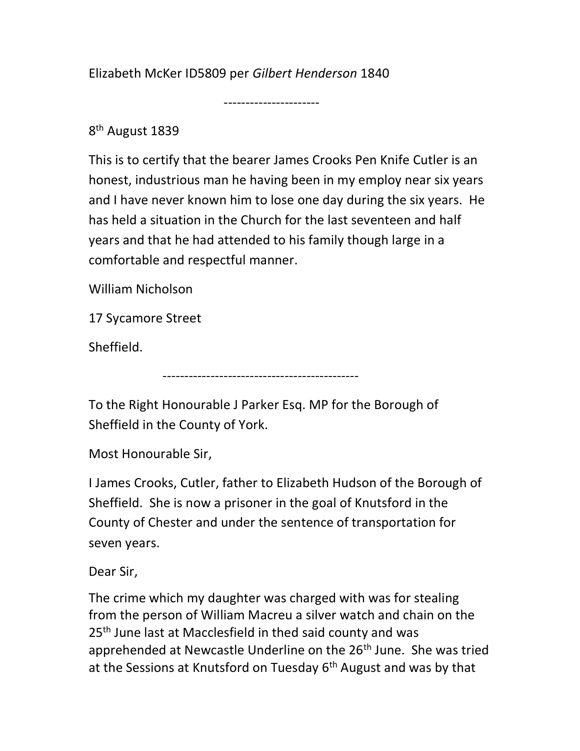Elizabeth McKer ID5809 per *Gilbert Henderson* 1840

----------------------

8th August 1839

This is to certify that the bearer James Crooks Pen Knife Cutler is an honest, industrious man he having been in my employ near six years and I have never known him to lose one day during the six years. He has held a situation in the Church for the last seventeen and half years and that he had attended to his family though large in a comfortable and respectful manner.

William Nicholson

17 Sycamore Street

Sheffield.

---------------------------------------------

To the Right Honourable J Parker Esq. MP for the Borough of Sheffield in the County of York.

Most Honourable Sir,

I James Crooks, Cutler, father to Elizabeth Hudson of the Borough of Sheffield. She is now a prisoner in the goal of Knutsford in the County of Chester and under the sentence of transportation for seven years.

Dear Sir,

The crime which my daughter was charged with was for stealing from the person of William Macreu a silver watch and chain on the 25th June last at Macclesfield in thed said county and was apprehended at Newcastle Underline on the 26th June. She was tried at the Sessions at Knutsford on Tuesday 6th August and was by that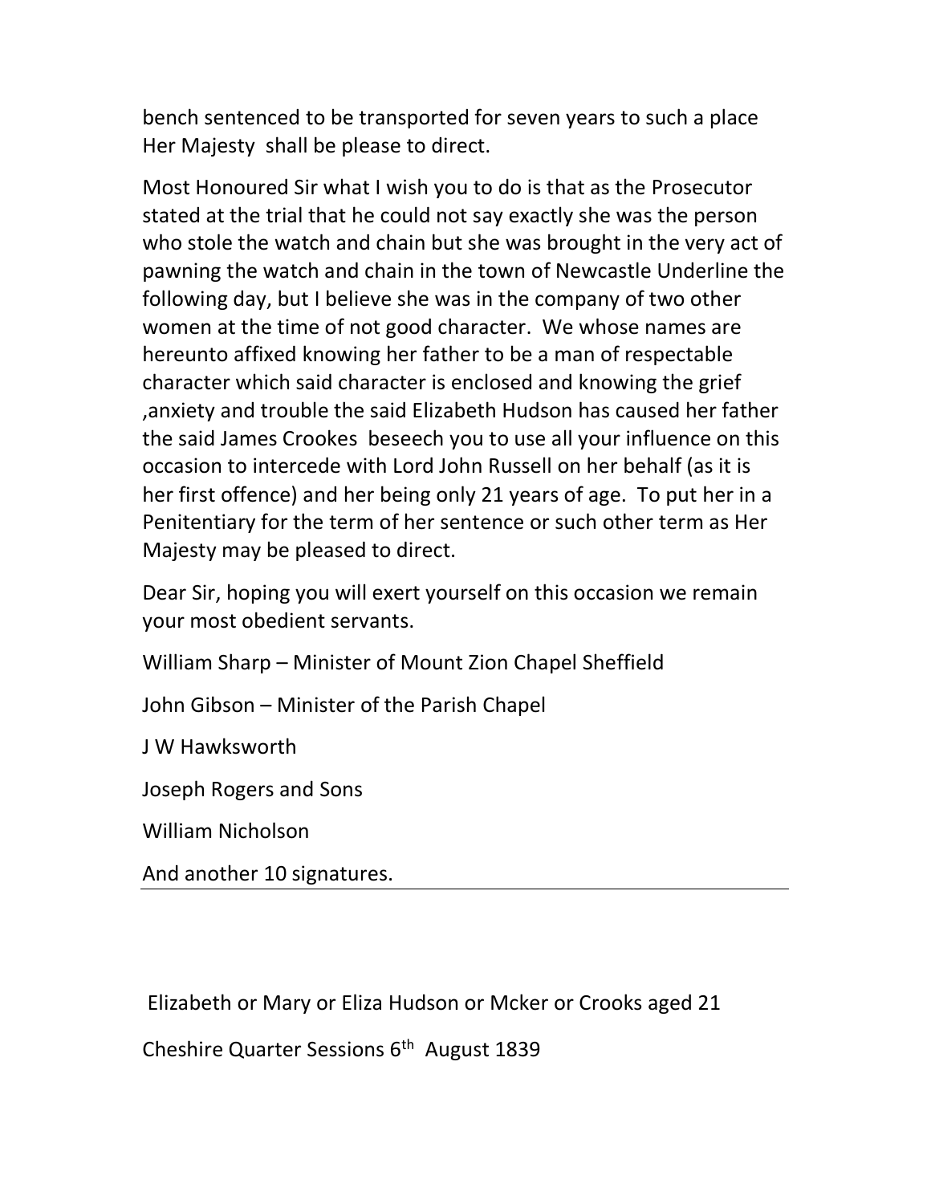bench sentenced to be transported for seven years to such a place Her Majesty shall be please to direct.

Most Honoured Sir what I wish you to do is that as the Prosecutor stated at the trial that he could not say exactly she was the person who stole the watch and chain but she was brought in the very act of pawning the watch and chain in the town of Newcastle Underline the following day, but I believe she was in the company of two other women at the time of not good character. We whose names are hereunto affixed knowing her father to be a man of respectable character which said character is enclosed and knowing the grief ,anxiety and trouble the said Elizabeth Hudson has caused her father the said James Crookes beseech you to use all your influence on this occasion to intercede with Lord John Russell on her behalf (as it is her first offence) and her being only 21 years of age. To put her in a Penitentiary for the term of her sentence or such other term as Her Majesty may be pleased to direct.

Dear Sir, hoping you will exert yourself on this occasion we remain your most obedient servants.

William Sharp – Minister of Mount Zion Chapel Sheffield

John Gibson – Minister of the Parish Chapel

J W Hawksworth

Joseph Rogers and Sons

William Nicholson

And another 10 signatures.

---

Elizabeth or Mary or Eliza Hudson or Mcker or Crooks aged 21

Cheshire Quarter Sessions 6th August 1839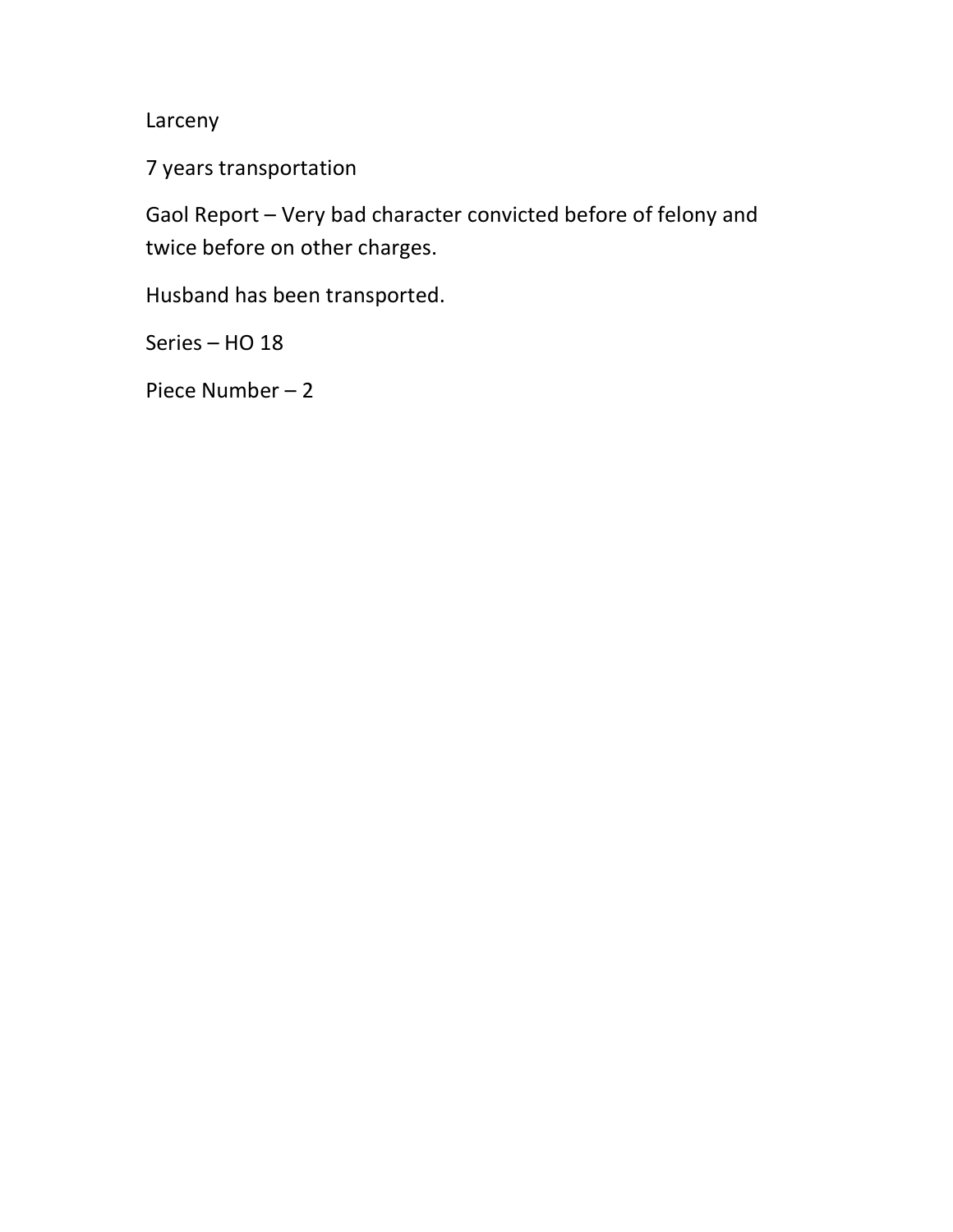Larceny

7 years transportation

Gaol Report – Very bad character convicted before of felony and twice before on other charges.

Husband has been transported.

Series – HO 18

Piece Number – 2